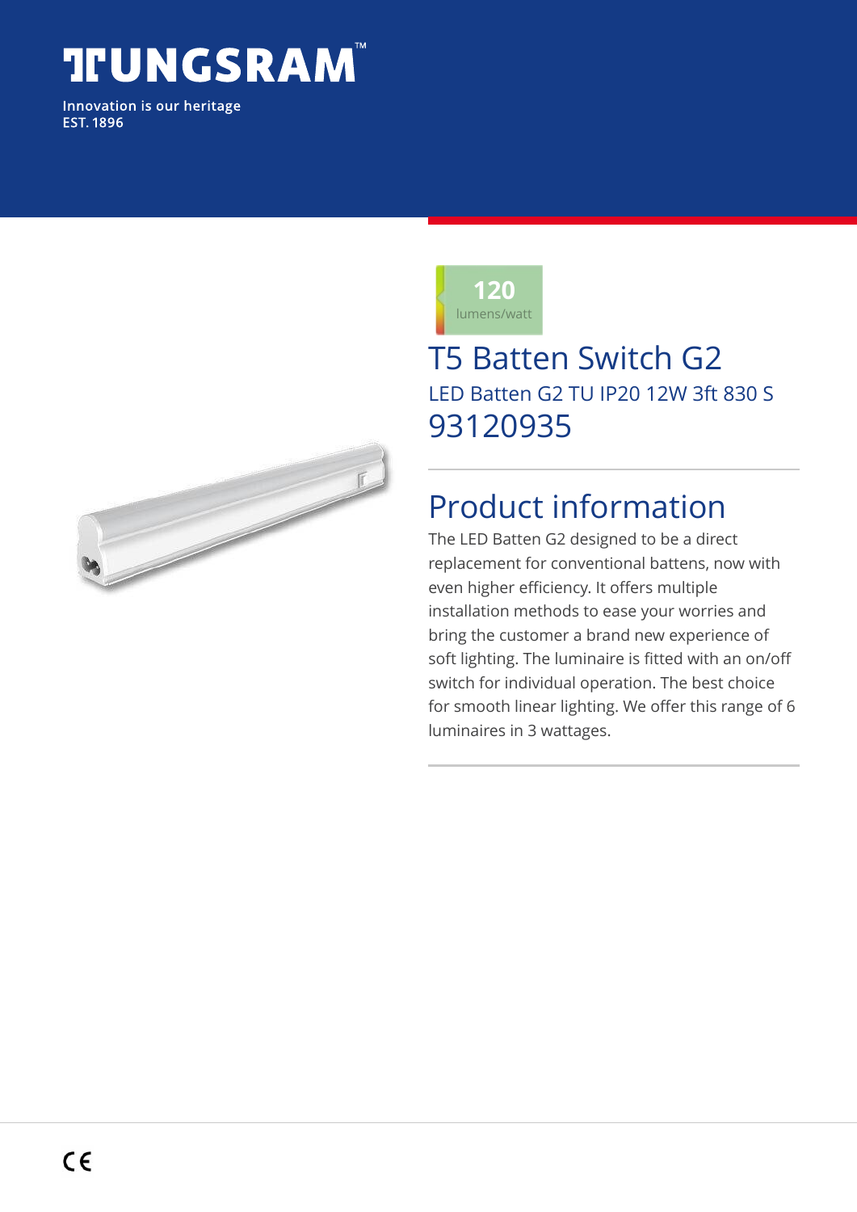TUNGSRAM™

Innovation is our heritage
EST. 1896

**120**
lumens/watt

# T5 Batten Switch G2

## LED Batten G2 TU IP20 12W 3ft 830 S

## 93120935

## Product information

The LED Batten G2 designed to be a direct replacement for conventional battens, now with even higher efficiency. It offers multiple installation methods to ease your worries and bring the customer a brand new experience of soft lighting. The luminaire is fitted with an on/off switch for individual operation. The best choice for smooth linear lighting. We offer this range of 6 luminaires in 3 wattages.

CE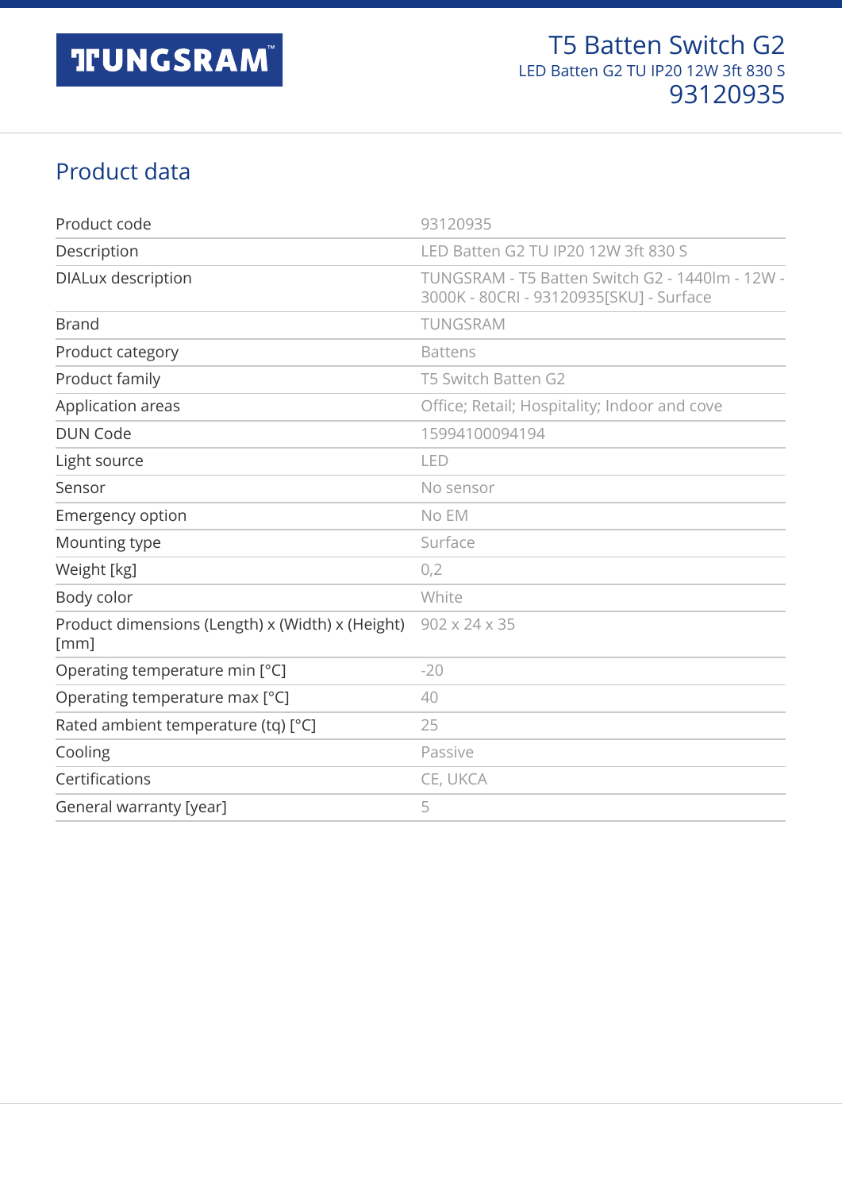# T5 Batten Switch G2

LED Batten G2 TU IP20 12W 3ft 830 S

93120935

## Product data

| | |
|---|---|
| Product code | 93120935 |
| Description | LED Batten G2 TU IP20 12W 3ft 830 S |
| DIALux description | TUNGSRAM - T5 Batten Switch G2 - 1440lm - 12W - 3000K - 80CRI - 93120935[SKU] - Surface |
| Brand | TUNGSRAM |
| Product category | Battens |
| Product family | T5 Switch Batten G2 |
| Application areas | Office; Retail; Hospitality; Indoor and cove |
| DUN Code | 15994100094194 |
| Light source | LED |
| Sensor | No sensor |
| Emergency option | No EM |
| Mounting type | Surface |
| Weight [kg] | 0,2 |
| Body color | White |
| Product dimensions (Length) x (Width) x (Height) [mm] | 902 x 24 x 35 |
| Operating temperature min [°C] | -20 |
| Operating temperature max [°C] | 40 |
| Rated ambient temperature (tq) [°C] | 25 |
| Cooling | Passive |
| Certifications | CE, UKCA |
| General warranty [year] | 5 |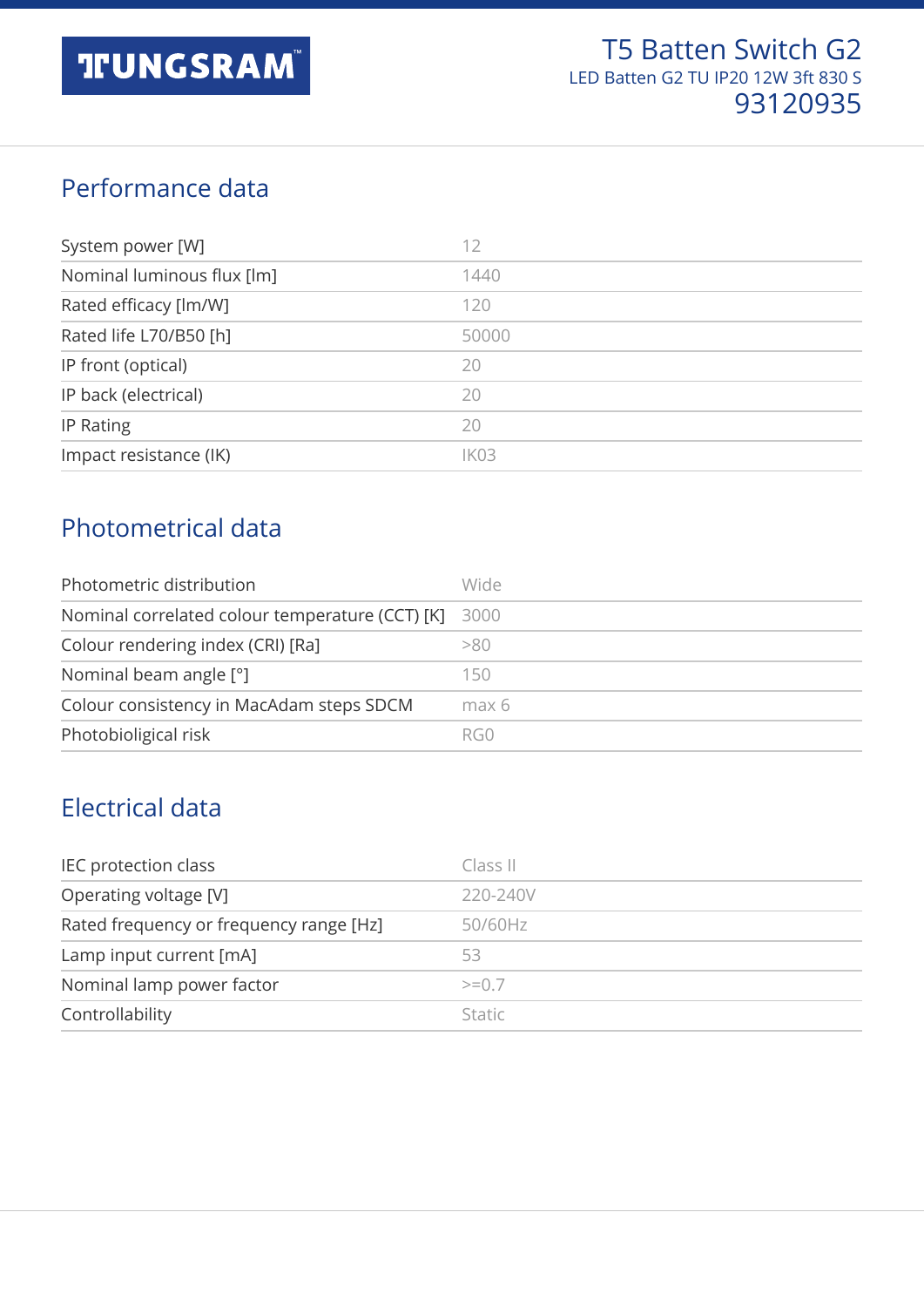# T5 Batten Switch G2

LED Batten G2 TU IP20 12W 3ft 830 S

93120935

## Performance data

| | |
|---|---|
| System power [W] | 12 |
| Nominal luminous flux [lm] | 1440 |
| Rated efficacy [lm/W] | 120 |
| Rated life L70/B50 [h] | 50000 |
| IP front (optical) | 20 |
| IP back (electrical) | 20 |
| IP Rating | 20 |
| Impact resistance (IK) | IK03 |

## Photometrical data

| | |
|---|---|
| Photometric distribution | Wide |
| Nominal correlated colour temperature (CCT) [K] | 3000 |
| Colour rendering index (CRI) [Ra] | >80 |
| Nominal beam angle [°] | 150 |
| Colour consistency in MacAdam steps SDCM | max 6 |
| Photobioligical risk | RG0 |

## Electrical data

| | |
|---|---|
| IEC protection class | Class II |
| Operating voltage [V] | 220-240V |
| Rated frequency or frequency range [Hz] | 50/60Hz |
| Lamp input current [mA] | 53 |
| Nominal lamp power factor | >=0.7 |
| Controllability | Static |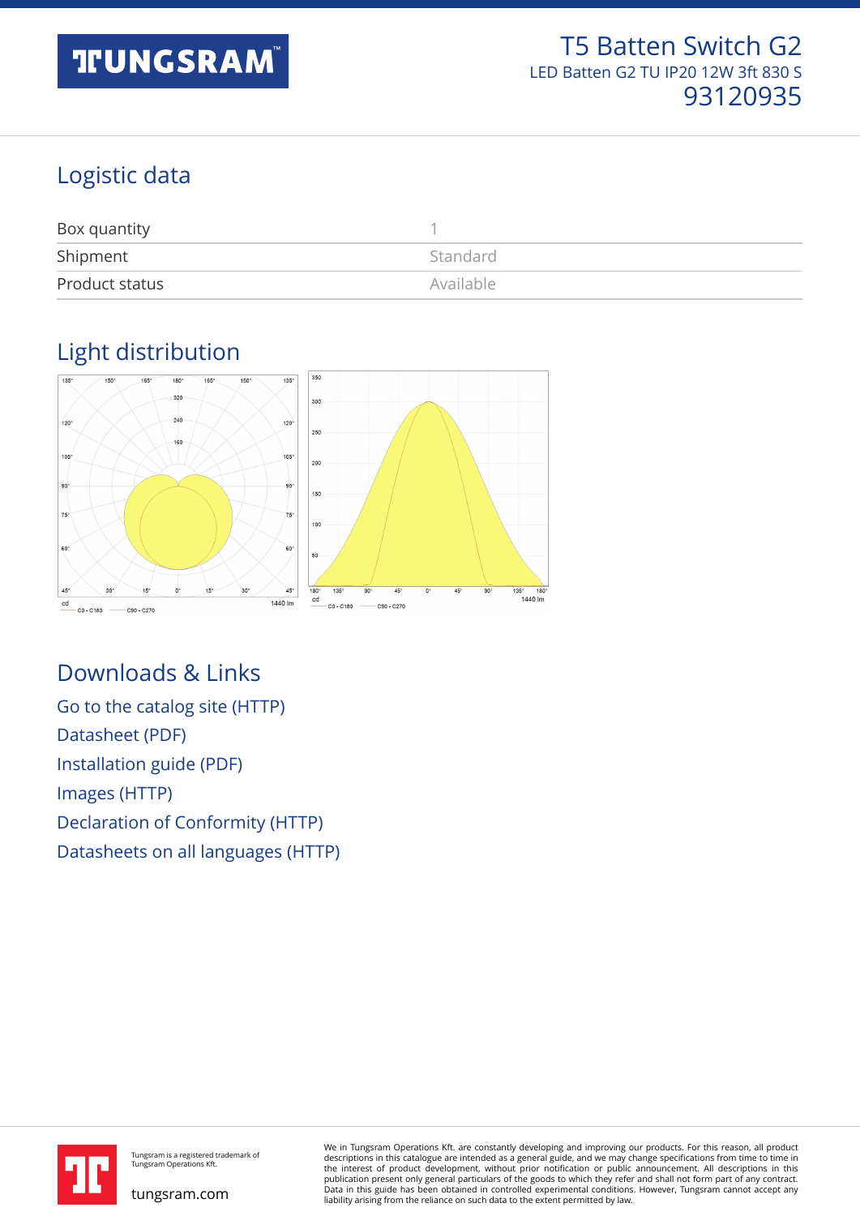# T5 Batten Switch G2

LED Batten G2 TU IP20 12W 3ft 830 S

93120935

## Logistic data

| | |
|---|---|
| Box quantity | 1 |
| Shipment | Standard |
| Product status | Available |

## Light distribution

135° 150° 165° 180° 165° 150° 135°
320
240
160
120° 120°
105° 105°
90° 90°
75° 75°
60° 60°
45° 30° 15° 0° 15° 30° 45°
cd 1440 lm
C0 - C180 C90 - C270

350
300
250
200
150
100
50
180° 135° 90° 45° 0° 45° 90° 135° 180°
cd 1440 lm
C0 - C180 C90 - C270

## Downloads & Links

Go to the catalog site (HTTP)

Datasheet (PDF)

Installation guide (PDF)

Images (HTTP)

Declaration of Conformity (HTTP)

Datasheets on all languages (HTTP)

Tungsram is a registered trademark of Tungsram Operations Kft.

tungsram.com

We in Tungsram Operations Kft. are constantly developing and improving our products. For this reason, all product descriptions in this catalogue are intended as a general guide, and we may change specifications from time to time in the interest of product development, without prior notification or public announcement. All descriptions in this publication present only general particulars of the goods to which they refer and shall not form part of any contract. Data in this guide has been obtained in controlled experimental conditions. However, Tungsram cannot accept any liability arising from the reliance on such data to the extent permitted by law.